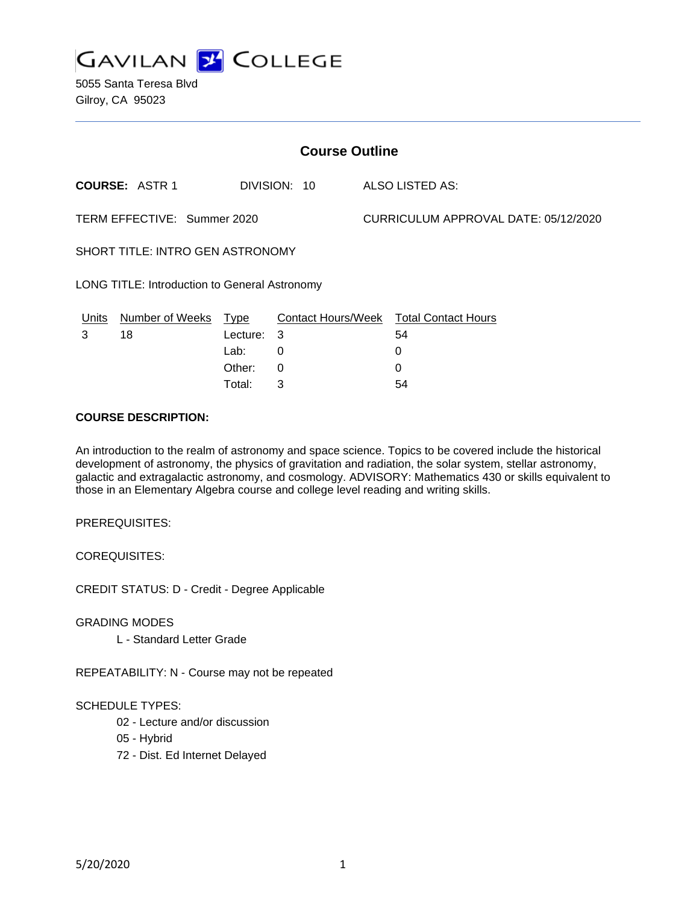# GAVILAN COLLEGE

5055 Santa Teresa Blvd
Gilroy, CA 95023

## Course Outline

**COURSE:** ASTR 1 DIVISION: 10 ALSO LISTED AS:

TERM EFFECTIVE: Summer 2020 CURRICULUM APPROVAL DATE: 05/12/2020

SHORT TITLE: INTRO GEN ASTRONOMY

LONG TITLE: Introduction to General Astronomy

| Units | Number of Weeks | Type | Contact Hours/Week | Total Contact Hours |
|---|---|---|---|---|
| 3 | 18 | Lecture: | 3 | 54 |
| | | Lab: | 0 | 0 |
| | | Other: | 0 | 0 |
| | | Total: | 3 | 54 |

**COURSE DESCRIPTION:**

An introduction to the realm of astronomy and space science. Topics to be covered include the historical development of astronomy, the physics of gravitation and radiation, the solar system, stellar astronomy, galactic and extragalactic astronomy, and cosmology. ADVISORY: Mathematics 430 or skills equivalent to those in an Elementary Algebra course and college level reading and writing skills.

PREREQUISITES:

COREQUISITES:

CREDIT STATUS: D - Credit - Degree Applicable

GRADING MODES

L - Standard Letter Grade

REPEATABILITY: N - Course may not be repeated

SCHEDULE TYPES:

02 - Lecture and/or discussion
05 - Hybrid
72 - Dist. Ed Internet Delayed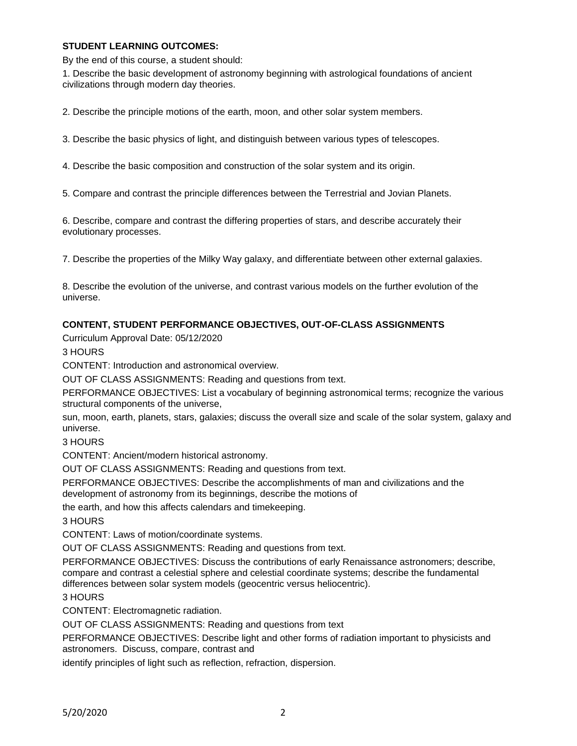**STUDENT LEARNING OUTCOMES:**

By the end of this course, a student should:

1. Describe the basic development of astronomy beginning with astrological foundations of ancient civilizations through modern day theories.

2. Describe the principle motions of the earth, moon, and other solar system members.

3. Describe the basic physics of light, and distinguish between various types of telescopes.

4. Describe the basic composition and construction of the solar system and its origin.

5. Compare and contrast the principle differences between the Terrestrial and Jovian Planets.

6. Describe, compare and contrast the differing properties of stars, and describe accurately their evolutionary processes.

7. Describe the properties of the Milky Way galaxy, and differentiate between other external galaxies.

8. Describe the evolution of the universe, and contrast various models on the further evolution of the universe.

**CONTENT, STUDENT PERFORMANCE OBJECTIVES, OUT-OF-CLASS ASSIGNMENTS**

Curriculum Approval Date: 05/12/2020

3 HOURS

CONTENT: Introduction and astronomical overview.

OUT OF CLASS ASSIGNMENTS: Reading and questions from text.

PERFORMANCE OBJECTIVES: List a vocabulary of beginning astronomical terms; recognize the various structural components of the universe,

sun, moon, earth, planets, stars, galaxies; discuss the overall size and scale of the solar system, galaxy and universe.

3 HOURS

CONTENT: Ancient/modern historical astronomy.

OUT OF CLASS ASSIGNMENTS: Reading and questions from text.

PERFORMANCE OBJECTIVES: Describe the accomplishments of man and civilizations and the development of astronomy from its beginnings, describe the motions of

the earth, and how this affects calendars and timekeeping.

3 HOURS

CONTENT: Laws of motion/coordinate systems.

OUT OF CLASS ASSIGNMENTS: Reading and questions from text.

PERFORMANCE OBJECTIVES: Discuss the contributions of early Renaissance astronomers; describe, compare and contrast a celestial sphere and celestial coordinate systems; describe the fundamental differences between solar system models (geocentric versus heliocentric).

3 HOURS

CONTENT: Electromagnetic radiation.

OUT OF CLASS ASSIGNMENTS: Reading and questions from text

PERFORMANCE OBJECTIVES: Describe light and other forms of radiation important to physicists and astronomers. Discuss, compare, contrast and

identify principles of light such as reflection, refraction, dispersion.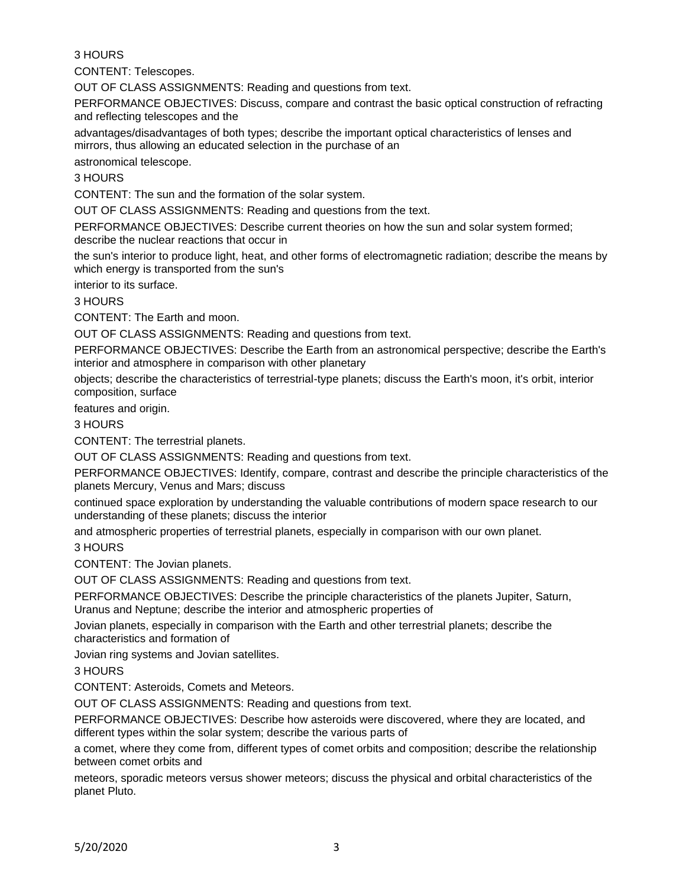3 HOURS

CONTENT: Telescopes.

OUT OF CLASS ASSIGNMENTS: Reading and questions from text.

PERFORMANCE OBJECTIVES: Discuss, compare and contrast the basic optical construction of refracting and reflecting telescopes and the advantages/disadvantages of both types; describe the important optical characteristics of lenses and mirrors, thus allowing an educated selection in the purchase of an astronomical telescope.

3 HOURS

CONTENT: The sun and the formation of the solar system.

OUT OF CLASS ASSIGNMENTS: Reading and questions from the text.

PERFORMANCE OBJECTIVES: Describe current theories on how the sun and solar system formed; describe the nuclear reactions that occur in the sun's interior to produce light, heat, and other forms of electromagnetic radiation; describe the means by which energy is transported from the sun's interior to its surface.

3 HOURS

CONTENT: The Earth and moon.

OUT OF CLASS ASSIGNMENTS: Reading and questions from text.

PERFORMANCE OBJECTIVES: Describe the Earth from an astronomical perspective; describe the Earth's interior and atmosphere in comparison with other planetary objects; describe the characteristics of terrestrial-type planets; discuss the Earth's moon, it's orbit, interior composition, surface features and origin.

3 HOURS

CONTENT: The terrestrial planets.

OUT OF CLASS ASSIGNMENTS: Reading and questions from text.

PERFORMANCE OBJECTIVES: Identify, compare, contrast and describe the principle characteristics of the planets Mercury, Venus and Mars; discuss continued space exploration by understanding the valuable contributions of modern space research to our understanding of these planets; discuss the interior and atmospheric properties of terrestrial planets, especially in comparison with our own planet.

3 HOURS

CONTENT: The Jovian planets.

OUT OF CLASS ASSIGNMENTS: Reading and questions from text.

PERFORMANCE OBJECTIVES: Describe the principle characteristics of the planets Jupiter, Saturn, Uranus and Neptune; describe the interior and atmospheric properties of Jovian planets, especially in comparison with the Earth and other terrestrial planets; describe the characteristics and formation of Jovian ring systems and Jovian satellites.

3 HOURS

CONTENT: Asteroids, Comets and Meteors.

OUT OF CLASS ASSIGNMENTS: Reading and questions from text.

PERFORMANCE OBJECTIVES: Describe how asteroids were discovered, where they are located, and different types within the solar system; describe the various parts of a comet, where they come from, different types of comet orbits and composition; describe the relationship between comet orbits and meteors, sporadic meteors versus shower meteors; discuss the physical and orbital characteristics of the planet Pluto.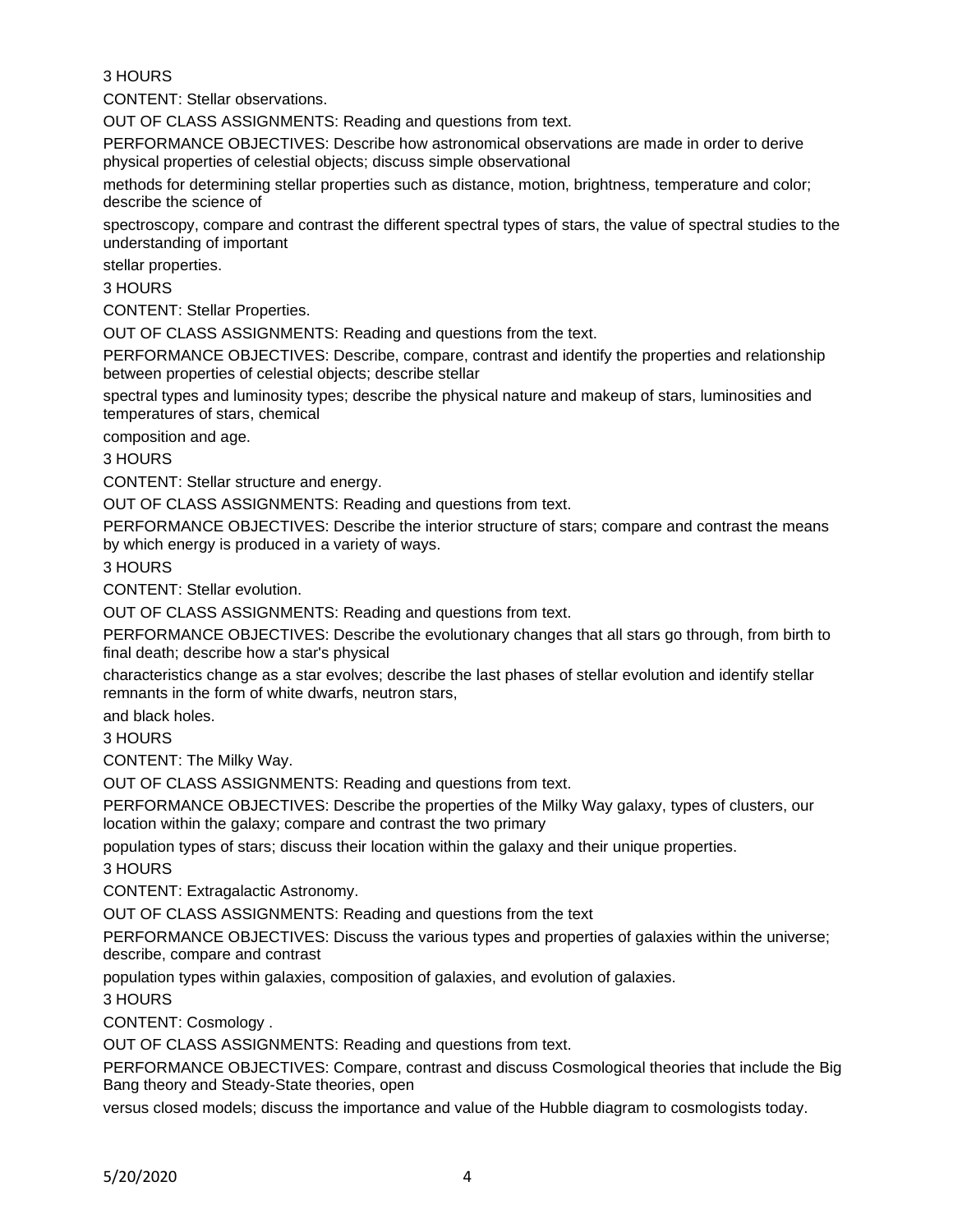3 HOURS

CONTENT: Stellar observations.

OUT OF CLASS ASSIGNMENTS: Reading and questions from text.

PERFORMANCE OBJECTIVES: Describe how astronomical observations are made in order to derive physical properties of celestial objects; discuss simple observational methods for determining stellar properties such as distance, motion, brightness, temperature and color; describe the science of spectroscopy, compare and contrast the different spectral types of stars, the value of spectral studies to the understanding of important stellar properties.

3 HOURS

CONTENT: Stellar Properties.

OUT OF CLASS ASSIGNMENTS: Reading and questions from the text.

PERFORMANCE OBJECTIVES: Describe, compare, contrast and identify the properties and relationship between properties of celestial objects; describe stellar spectral types and luminosity types; describe the physical nature and makeup of stars, luminosities and temperatures of stars, chemical composition and age.

3 HOURS

CONTENT: Stellar structure and energy.

OUT OF CLASS ASSIGNMENTS: Reading and questions from text.

PERFORMANCE OBJECTIVES: Describe the interior structure of stars; compare and contrast the means by which energy is produced in a variety of ways.

3 HOURS

CONTENT: Stellar evolution.

OUT OF CLASS ASSIGNMENTS: Reading and questions from text.

PERFORMANCE OBJECTIVES: Describe the evolutionary changes that all stars go through, from birth to final death; describe how a star's physical characteristics change as a star evolves; describe the last phases of stellar evolution and identify stellar remnants in the form of white dwarfs, neutron stars, and black holes.

3 HOURS

CONTENT: The Milky Way.

OUT OF CLASS ASSIGNMENTS: Reading and questions from text.

PERFORMANCE OBJECTIVES: Describe the properties of the Milky Way galaxy, types of clusters, our location within the galaxy; compare and contrast the two primary population types of stars; discuss their location within the galaxy and their unique properties.

3 HOURS

CONTENT: Extragalactic Astronomy.

OUT OF CLASS ASSIGNMENTS: Reading and questions from the text

PERFORMANCE OBJECTIVES: Discuss the various types and properties of galaxies within the universe; describe, compare and contrast population types within galaxies, composition of galaxies, and evolution of galaxies.

3 HOURS

CONTENT: Cosmology .

OUT OF CLASS ASSIGNMENTS: Reading and questions from text.

PERFORMANCE OBJECTIVES: Compare, contrast and discuss Cosmological theories that include the Big Bang theory and Steady-State theories, open versus closed models; discuss the importance and value of the Hubble diagram to cosmologists today.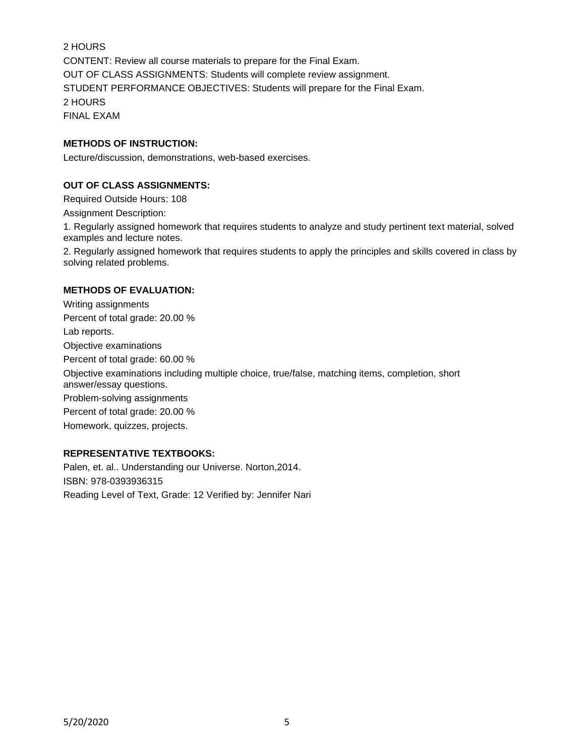2 HOURS

CONTENT: Review all course materials to prepare for the Final Exam.

OUT OF CLASS ASSIGNMENTS: Students will complete review assignment.

STUDENT PERFORMANCE OBJECTIVES: Students will prepare for the Final Exam.

2 HOURS

FINAL EXAM

**METHODS OF INSTRUCTION:**

Lecture/discussion, demonstrations, web-based exercises.

**OUT OF CLASS ASSIGNMENTS:**

Required Outside Hours: 108

Assignment Description:

1. Regularly assigned homework that requires students to analyze and study pertinent text material, solved examples and lecture notes.
2. Regularly assigned homework that requires students to apply the principles and skills covered in class by solving related problems.

**METHODS OF EVALUATION:**

Writing assignments

Percent of total grade: 20.00 %

Lab reports.

Objective examinations

Percent of total grade: 60.00 %

Objective examinations including multiple choice, true/false, matching items, completion, short answer/essay questions.

Problem-solving assignments

Percent of total grade: 20.00 %

Homework, quizzes, projects.

**REPRESENTATIVE TEXTBOOKS:**

Palen, et. al.. Understanding our Universe. Norton,2014.

ISBN: 978-0393936315

Reading Level of Text, Grade: 12 Verified by: Jennifer Nari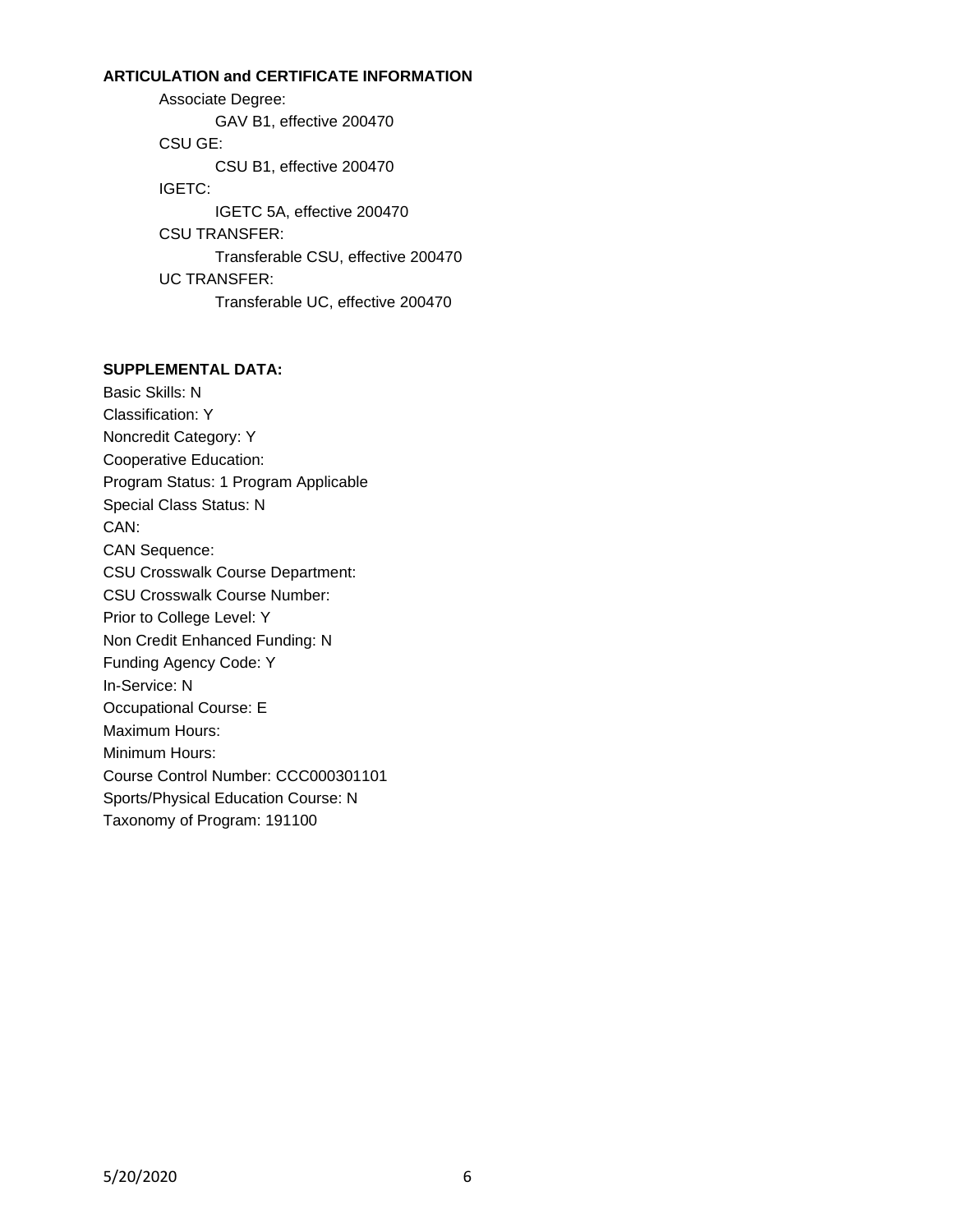**ARTICULATION and CERTIFICATE INFORMATION**

Associate Degree:

GAV B1, effective 200470

CSU GE:

CSU B1, effective 200470

IGETC:

IGETC 5A, effective 200470

CSU TRANSFER:

Transferable CSU, effective 200470

UC TRANSFER:

Transferable UC, effective 200470

**SUPPLEMENTAL DATA:**

Basic Skills: N
Classification: Y
Noncredit Category: Y
Cooperative Education:
Program Status: 1 Program Applicable
Special Class Status: N
CAN:
CAN Sequence:
CSU Crosswalk Course Department:
CSU Crosswalk Course Number:
Prior to College Level: Y
Non Credit Enhanced Funding: N
Funding Agency Code: Y
In-Service: N
Occupational Course: E
Maximum Hours:
Minimum Hours:
Course Control Number: CCC000301101
Sports/Physical Education Course: N
Taxonomy of Program: 191100